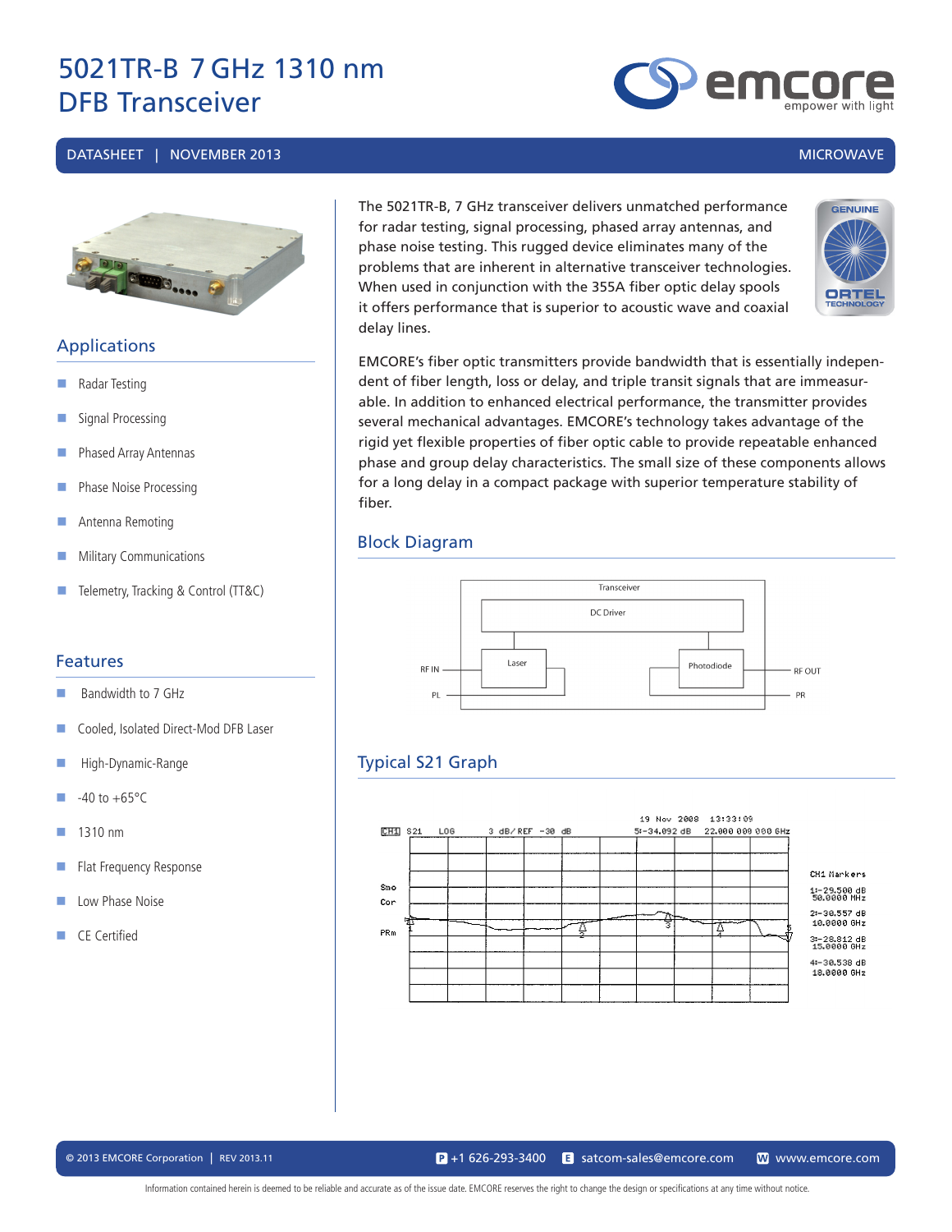# 5021TR-B 7 GHz 1310 nm DFB Transceiver

DATASHEET | NOVEMBER 2013 MICROWAVE

## Applications

- Radar Testing
- Signal Processing
- Phased Array Antennas
- Phase Noise Processing
- Antenna Remoting
- Military Communications
- Telemetry, Tracking & Control (TT&C)

## Features

- Bandwidth to 7 GHz
- Cooled, Isolated Direct-Mod DFB Laser
- High-Dynamic-Range
- -40 to +65°C
- 1310 nm
- Flat Frequency Response
- Low Phase Noise
- CE Certified

The 5021TR-B, 7 GHz transceiver delivers unmatched performance for radar testing, signal processing, phased array antennas, and phase noise testing. This rugged device eliminates many of the problems that are inherent in alternative transceiver technologies. When used in conjunction with the 355A fiber optic delay spools it offers performance that is superior to acoustic wave and coaxial delay lines.

EMCORE's fiber optic transmitters provide bandwidth that is essentially independent of fiber length, loss or delay, and triple transit signals that are immeasurable. In addition to enhanced electrical performance, the transmitter provides several mechanical advantages. EMCORE's technology takes advantage of the rigid yet flexible properties of fiber optic cable to provide repeatable enhanced phase and group delay characteristics. The small size of these components allows for a long delay in a compact package with superior temperature stability of fiber.

## Block Diagram

Transceiver: DC Driver; Laser; Photodiode; RF IN; PL; RF OUT; PR

## Typical S21 Graph

CH1 S21 LOG 3 dB/ REF -30 dB

19 Nov 2008 13:33:09

5: -34.092 dB 22.000 000 000 GHz

CH1 Markers

1: -29.500 dB 50.0000 MHz

2: -30.557 dB 10.0000 GHz

3: -28.812 dB 15.0000 GHz

4: -30.538 dB 18.0000 GHz

© 2013 EMCORE Corporation | REV 2013.11 | P +1 626-293-3400 | E satcom-sales@emcore.com | W www.emcore.com

Information contained herein is deemed to be reliable and accurate as of the issue date. EMCORE reserves the right to change the design or specifications at any time without notice.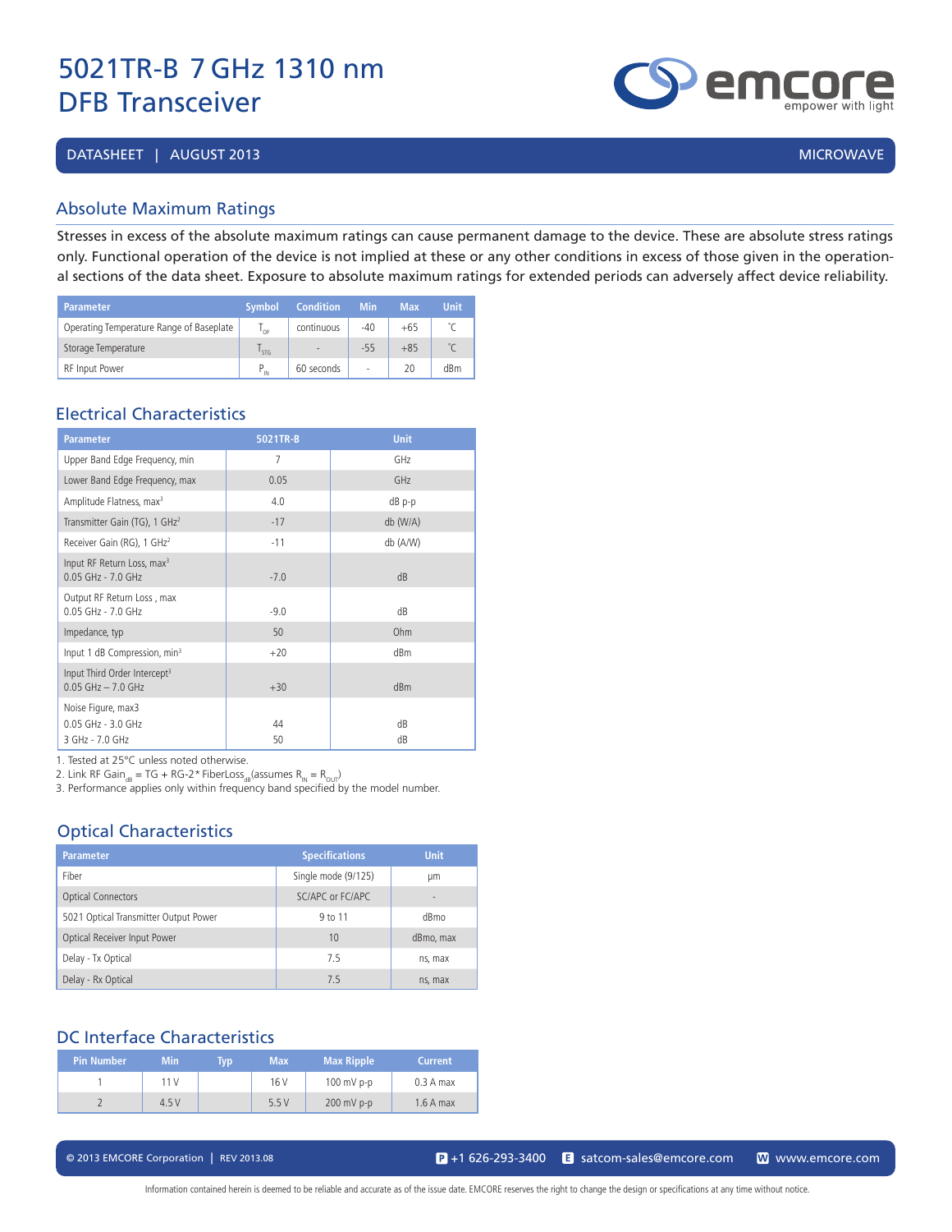# 5021TR-B 7 GHz 1310 nm DFB Transceiver

DATASHEET | AUGUST 2013 MICROWAVE

## Absolute Maximum Ratings

Stresses in excess of the absolute maximum ratings can cause permanent damage to the device. These are absolute stress ratings only. Functional operation of the device is not implied at these or any other conditions in excess of those given in the operational sections of the data sheet. Exposure to absolute maximum ratings for extended periods can adversely affect device reliability.

| Parameter | Symbol | Condition | Min | Max | Unit |
|---|---|---|---|---|---|
| Operating Temperature Range of Baseplate | $T_{OP}$ | continuous | -40 | +65 | ˚C |
| Storage Temperature | $T_{STG}$ | - | -55 | +85 | ˚C |
| RF Input Power | $P_{IN}$ | 60 seconds | - | 20 | dBm |

## Electrical Characteristics

| Parameter | 5021TR-B | Unit |
|---|---|---|
| Upper Band Edge Frequency, min | 7 | GHz |
| Lower Band Edge Frequency, max | 0.05 | GHz |
| Amplitude Flatness, max[3] | 4.0 | dB p-p |
| Transmitter Gain (TG), 1 GHz[2] | -17 | db (W/A) |
| Receiver Gain (RG), 1 GHz[2] | -11 | db (A/W) |
| Input RF Return Loss, max[3] 0.05 GHz - 7.0 GHz | -7.0 | dB |
| Output RF Return Loss , max 0.05 GHz - 7.0 GHz | -9.0 | dB |
| Impedance, typ | 50 | Ohm |
| Input 1 dB Compression, min[3] | +20 | dBm |
| Input Third Order Intercept[3] 0.05 GHz – 7.0 GHz | +30 | dBm |
| Noise Figure, max3 0.05 GHz - 3.0 GHz<br>3 GHz - 7.0 GHz | 44<br>50 | dB<br>dB |

1. Tested at 25°C unless noted otherwise.
2. Link RF $Gain_{dB}$ = TG + RG-2* $FiberLoss_{dB}$(assumes $R_{IN} = R_{OUT}$)
3. Performance applies only within frequency band specified by the model number.

## Optical Characteristics

| Parameter | Specifications | Unit |
|---|---|---|
| Fiber | Single mode (9/125) | µm |
| Optical Connectors | SC/APC or FC/APC | - |
| 5021 Optical Transmitter Output Power | 9 to 11 | dBmo |
| Optical Receiver Input Power | 10 | dBmo, max |
| Delay - Tx Optical | 7.5 | ns, max |
| Delay - Rx Optical | 7.5 | ns, max |

## DC Interface Characteristics

| Pin Number | Min | Typ | Max | Max Ripple | Current |
|---|---|---|---|---|---|
| 1 | 11 V | | 16 V | 100 mV p-p | 0.3 A max |
| 2 | 4.5 V | | 5.5 V | 200 mV p-p | 1.6 A max |

© 2013 EMCORE Corporation | REV 2013.08 P +1 626-293-3400 E satcom-sales@emcore.com W www.emcore.com

Information contained herein is deemed to be reliable and accurate as of the issue date. EMCORE reserves the right to change the design or specifications at any time without notice.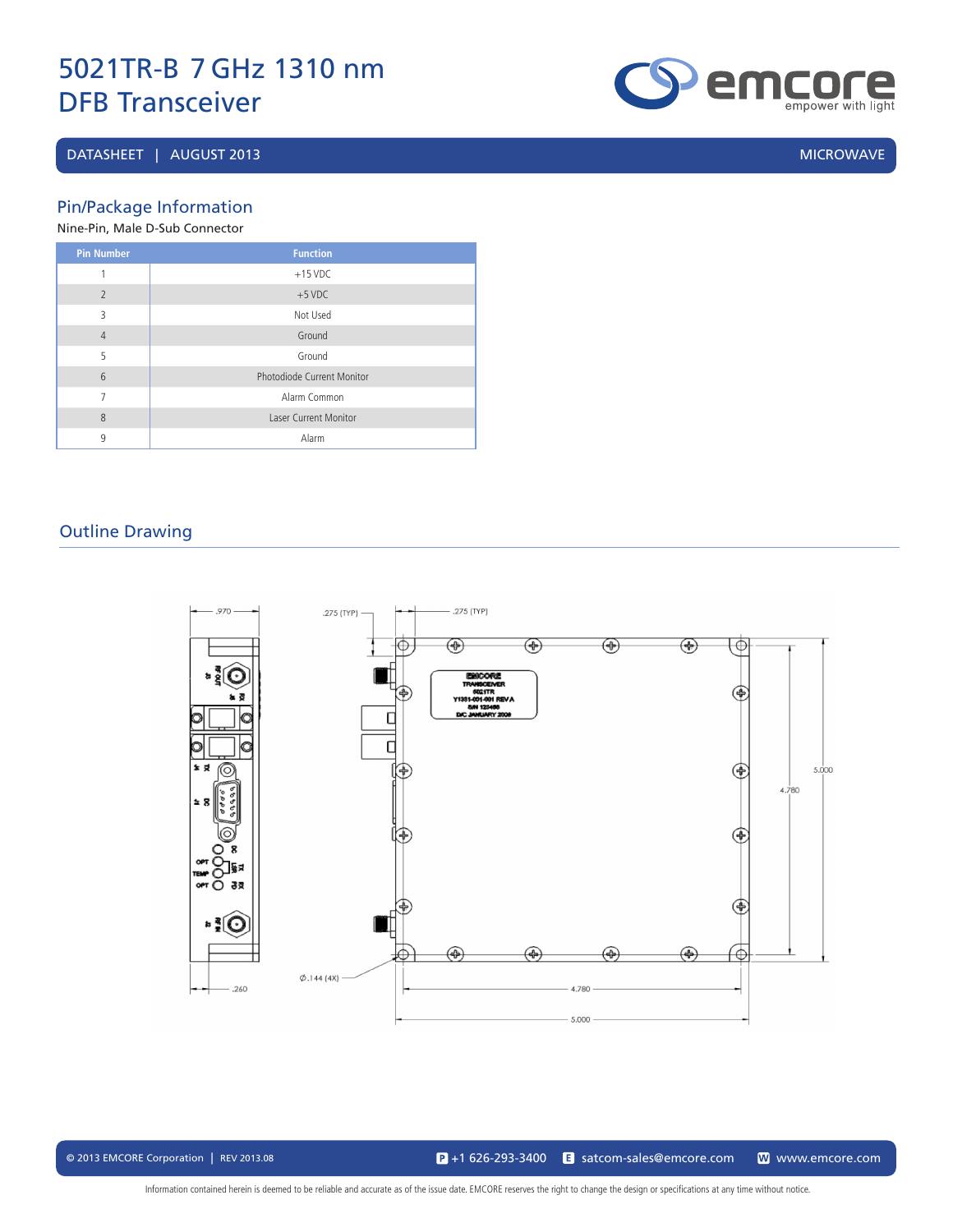# 5021TR-B 7 GHz 1310 nm DFB Transceiver

DATASHEET | AUGUST 2013 MICROWAVE

## Pin/Package Information

Nine-Pin, Male D-Sub Connector

| Pin Number | Function |
|---|---|
| 1 | +15 VDC |
| 2 | +5 VDC |
| 3 | Not Used |
| 4 | Ground |
| 5 | Ground |
| 6 | Photodiode Current Monitor |
| 7 | Alarm Common |
| 8 | Laser Current Monitor |
| 9 | Alarm |

## Outline Drawing

.970

.275 (TYP)

.275 (TYP)

EMCORE
TRANSCEIVER
5021TR
Y1351-001-001 REV A
S/N 123456
D/C JANUARY 2009

5.000

4.780

Ø.144 (4X)

.260

4.780

5.000

© 2013 EMCORE Corporation | REV 2013.08 P +1 626-293-3400 E satcom-sales@emcore.com W www.emcore.com

Information contained herein is deemed to be reliable and accurate as of the issue date. EMCORE reserves the right to change the design or specifications at any time without notice.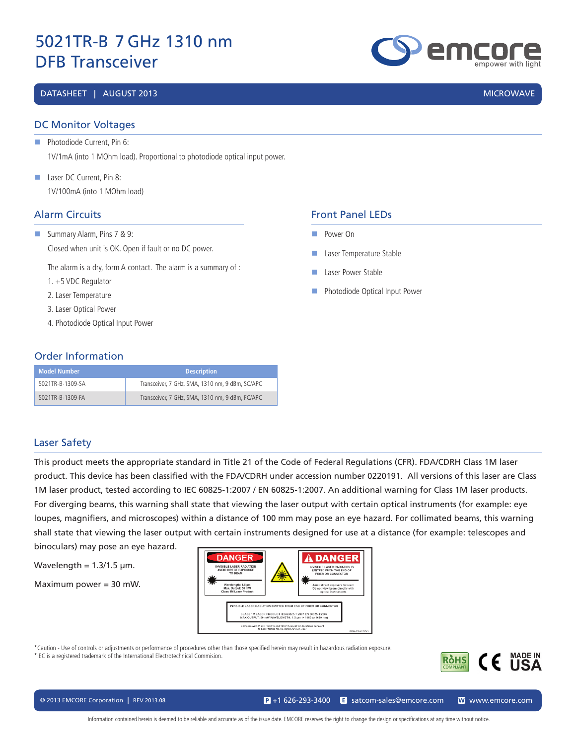# 5021TR-B 7 GHz 1310 nm DFB Transceiver

DATASHEET | AUGUST 2013 MICROWAVE

## DC Monitor Voltages

- Photodiode Current, Pin 6:
  1V/1mA (into 1 MOhm load). Proportional to photodiode optical input power.
- Laser DC Current, Pin 8:
  1V/100mA (into 1 MOhm load)

## Alarm Circuits

- Summary Alarm, Pins 7 & 9:
  Closed when unit is OK. Open if fault or no DC power.

  The alarm is a dry, form A contact. The alarm is a summary of :
  1. +5 VDC Regulator
  2. Laser Temperature
  3. Laser Optical Power
  4. Photodiode Optical Input Power

## Front Panel LEDs

- Power On
- Laser Temperature Stable
- Laser Power Stable
- Photodiode Optical Input Power

## Order Information

| Model Number | Description |
|---|---|
| 5021TR-B-1309-SA | Transceiver, 7 GHz, SMA, 1310 nm, 9 dBm, SC/APC |
| 5021TR-B-1309-FA | Transceiver, 7 GHz, SMA, 1310 nm, 9 dBm, FC/APC |

## Laser Safety

This product meets the appropriate standard in Title 21 of the Code of Federal Regulations (CFR). FDA/CDRH Class 1M laser product. This device has been classified with the FDA/CDRH under accession number 0220191. All versions of this laser are Class 1M laser product, tested according to IEC 60825-1:2007 / EN 60825-1:2007. An additional warning for Class 1M laser products. For diverging beams, this warning shall state that viewing the laser output with certain optical instruments (for example: eye loupes, magnifiers, and microscopes) within a distance of 100 mm may pose an eye hazard. For collimated beams, this warning shall state that viewing the laser output with certain instruments designed for use at a distance (for example: telescopes and binoculars) may pose an eye hazard.

Wavelength = 1.3/1.5 µm.

Maximum power = 30 mW.

DANGER
INVISIBLE LASER RADIATION
AVOID DIRECT EXPOSURE TO BEAM
Wavelength: 1.5 µm
Max. Output: 50 mW
Class 1M Laser Product

DANGER
INVISIBLE LASER RADIATION IS EMITTED FROM THE END OF FIBER OR CONNECTOR
Avoid direct exposure to beam
Do not view beam directly with optical instruments

INVISIBLE LASER RADIATION EMITTED FROM END OF FIBER OR CONNECTOR
CLASS 1M LASER PRODUCT IEC 60825-1:2007 EN 60825-1:2007
MAX OUTPUT: 50 mW WAVELENGTH: 1.5 µm (+ 1460 to 1620 nm)

Complies with 21 CFR 1040.10 and 1040.11 except for deviations pursuant to Laser Notice No. 50, dated June 24, 2007

*Caution - Use of controls or adjustments or performance of procedures other than those specified herein may result in hazardous radiation exposure.
*IEC is a registered trademark of the International Electrotechnical Commision.

RoHS COMPLIANT CE MADE IN USA

© 2013 EMCORE Corporation | REV 2013.08 P +1 626-293-3400 E satcom-sales@emcore.com W www.emcore.com

Information contained herein is deemed to be reliable and accurate as of the issue date. EMCORE reserves the right to change the design or specifications at any time without notice.